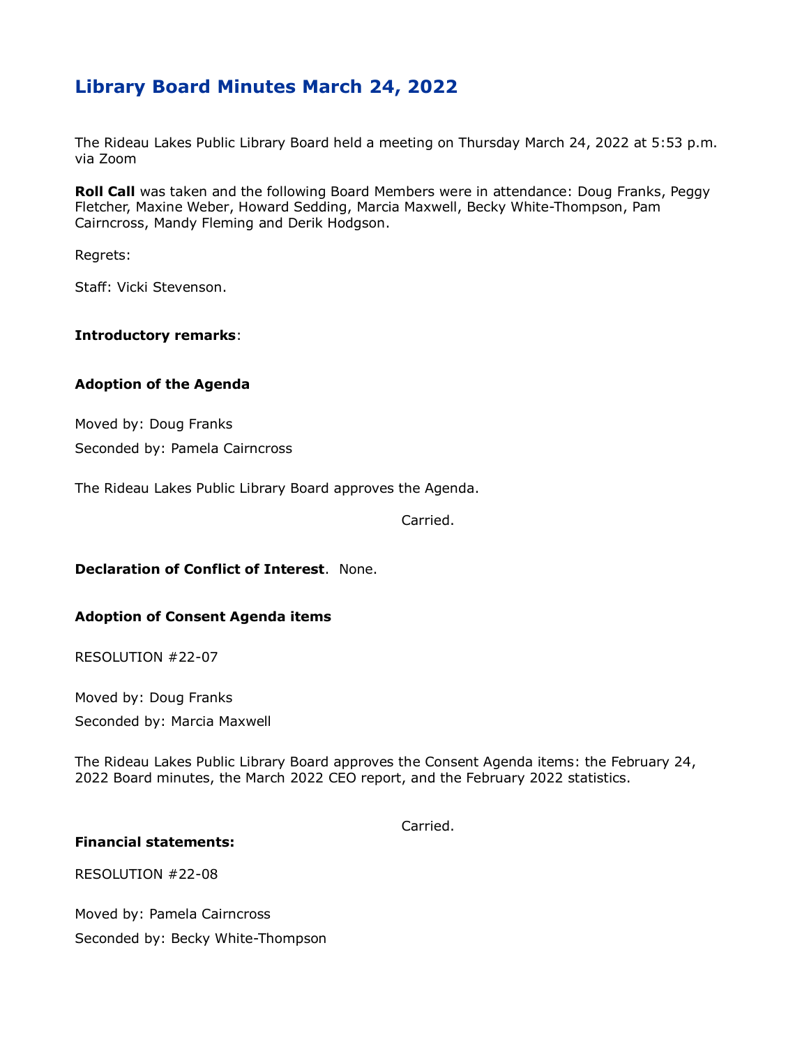# Library Board Minutes March 24, 2022

The Rideau Lakes Public Library Board held a meeting on Thursday March 24, 2022 at 5:53 p.m. via Zoom

**Roll Call** was taken and the following Board Members were in attendance: Doug Franks, Peggy Fletcher, Maxine Weber, Howard Sedding, Marcia Maxwell, Becky White-Thompson, Pam Cairncross, Mandy Fleming and Derik Hodgson.

Regrets:

Staff: Vicki Stevenson.

**Introductory remarks**:

**Adoption of the Agenda**

Moved by: Doug Franks

Seconded by: Pamela Cairncross

The Rideau Lakes Public Library Board approves the Agenda.

Carried.

**Declaration of Conflict of Interest**. None.

**Adoption of Consent Agenda items**

RESOLUTION #22-07

Moved by: Doug Franks

Seconded by: Marcia Maxwell

The Rideau Lakes Public Library Board approves the Consent Agenda items: the February 24, 2022 Board minutes, the March 2022 CEO report, and the February 2022 statistics.

Carried.

**Financial statements:**

RESOLUTION #22-08

Moved by: Pamela Cairncross

Seconded by: Becky White-Thompson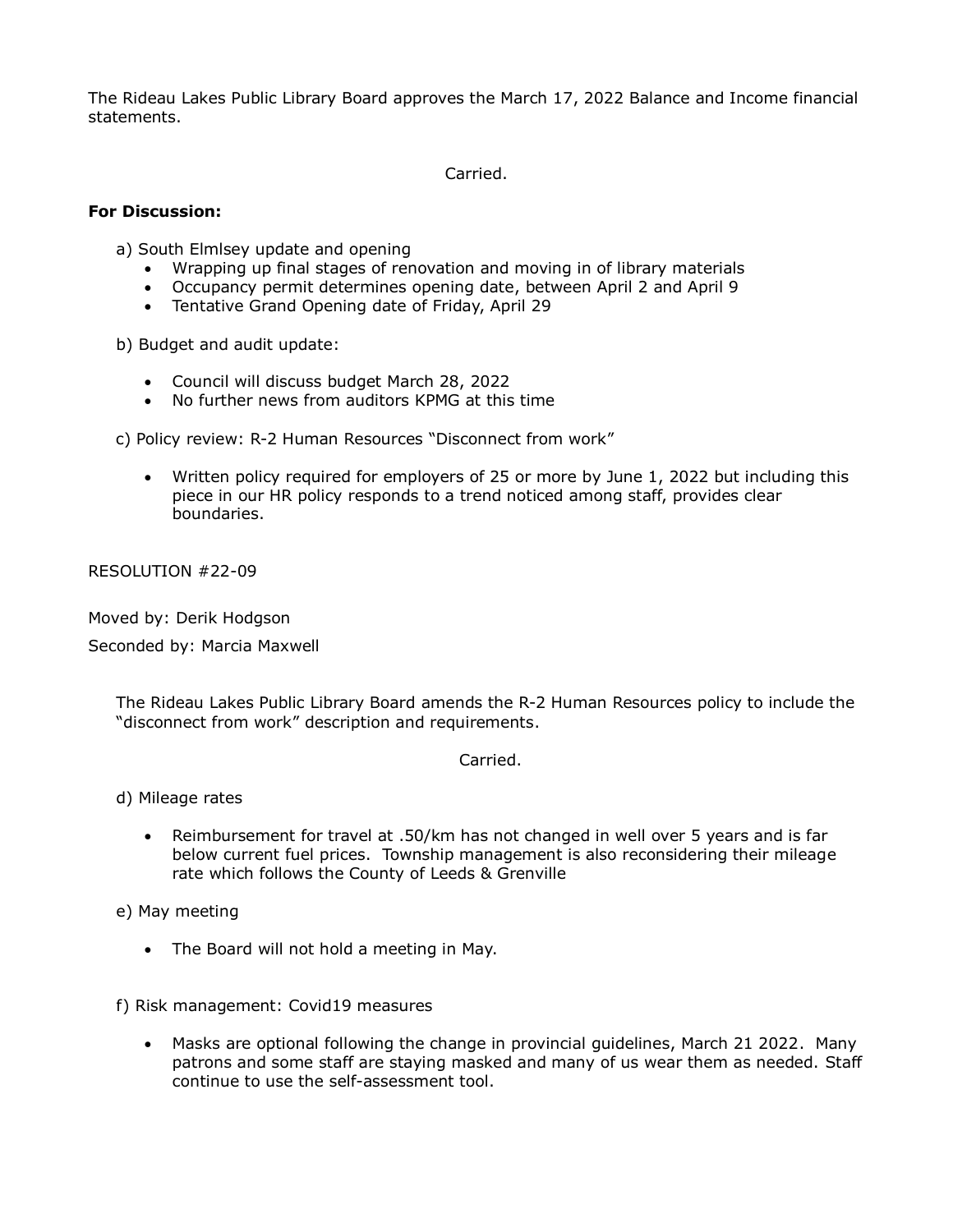The Rideau Lakes Public Library Board approves the March 17, 2022 Balance and Income financial statements.

Carried.

**For Discussion:**

a) South Elmlsey update and opening

- Wrapping up final stages of renovation and moving in of library materials
- Occupancy permit determines opening date, between April 2 and April 9
- Tentative Grand Opening date of Friday, April 29

b) Budget and audit update:

- Council will discuss budget March 28, 2022
- No further news from auditors KPMG at this time

c) Policy review: R-2 Human Resources "Disconnect from work"

- Written policy required for employers of 25 or more by June 1, 2022 but including this piece in our HR policy responds to a trend noticed among staff, provides clear boundaries.

RESOLUTION #22-09

Moved by: Derik Hodgson

Seconded by: Marcia Maxwell

The Rideau Lakes Public Library Board amends the R-2 Human Resources policy to include the "disconnect from work" description and requirements.

Carried.

d) Mileage rates

- Reimbursement for travel at .50/km has not changed in well over 5 years and is far below current fuel prices. Township management is also reconsidering their mileage rate which follows the County of Leeds & Grenville

e) May meeting

- The Board will not hold a meeting in May.

f) Risk management: Covid19 measures

- Masks are optional following the change in provincial guidelines, March 21 2022. Many patrons and some staff are staying masked and many of us wear them as needed. Staff continue to use the self-assessment tool.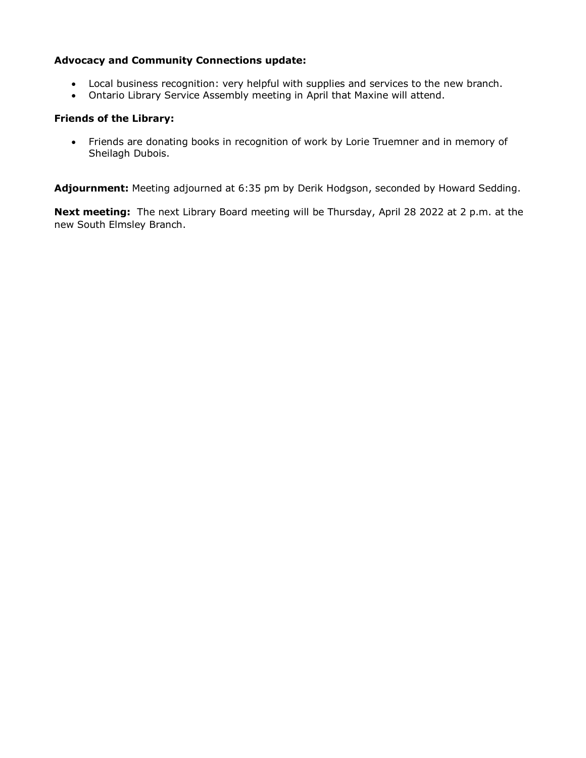**Advocacy and Community Connections update:**

- Local business recognition: very helpful with supplies and services to the new branch.
- Ontario Library Service Assembly meeting in April that Maxine will attend.

**Friends of the Library:**

- Friends are donating books in recognition of work by Lorie Truemner and in memory of Sheilagh Dubois.

**Adjournment:** Meeting adjourned at 6:35 pm by Derik Hodgson, seconded by Howard Sedding.

**Next meeting:** The next Library Board meeting will be Thursday, April 28 2022 at 2 p.m. at the new South Elmsley Branch.